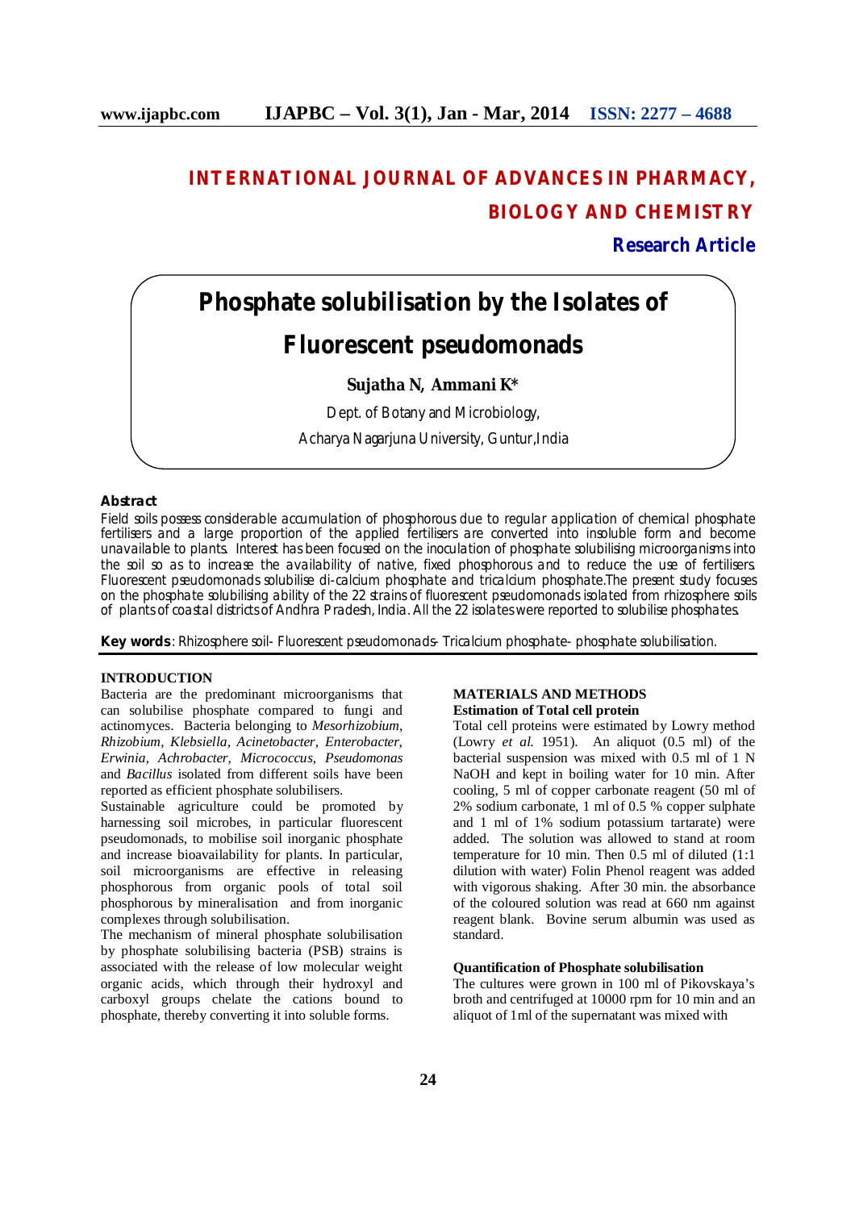# INTERNATIONAL JOURNAL OF ADVANCES IN PHARMACY, BIOLOGY AND CHEMISTRY

**Research Article**

# Phosphate solubilisation by the Isolates of Fluorescent pseudomonads

**Sujatha N, Ammani K***

Dept. of Botany and Microbiology,
Acharya Nagarjuna University, Guntur,India

## Abstract

Field soils possess considerable accumulation of phosphorous due to regular application of chemical phosphate fertilisers and a large proportion of the applied fertilisers are converted into insoluble form and become unavailable to plants. Interest has been focused on the inoculation of phosphate solubilising microorganisms into the soil so as to increase the availability of native, fixed phosphorous and to reduce the use of fertilisers. Fluorescent pseudomonads solubilise di-calcium phosphate and tricalcium phosphate.The present study focuses on the phosphate solubilising ability of the 22 strains of fluorescent pseudomonads isolated from rhizosphere soils of plants of coastal districts of Andhra Pradesh, India. All the 22 isolates were reported to solubilise phosphates.

**Key words**: Rhizosphere soil- Fluorescent pseudomonads- Tricalcium phosphate- phosphate solubilisation.

## INTRODUCTION

Bacteria are the predominant microorganisms that can solubilise phosphate compared to fungi and actinomyces. Bacteria belonging to *Mesorhizobium*, *Rhizobium*, *Klebsiella*, *Acinetobacter*, *Enterobacter*, *Erwinia*, *Achrobacter*, *Micrococcus*, *Pseudomonas* and *Bacillus* isolated from different soils have been reported as efficient phosphate solubilisers.

Sustainable agriculture could be promoted by harnessing soil microbes, in particular fluorescent pseudomonads, to mobilise soil inorganic phosphate and increase bioavailability for plants. In particular, soil microorganisms are effective in releasing phosphorous from organic pools of total soil phosphorous by mineralisation and from inorganic complexes through solubilisation.

The mechanism of mineral phosphate solubilisation by phosphate solubilising bacteria (PSB) strains is associated with the release of low molecular weight organic acids, which through their hydroxyl and carboxyl groups chelate the cations bound to phosphate, thereby converting it into soluble forms.

## MATERIALS AND METHODS

### Estimation of Total cell protein

Total cell proteins were estimated by Lowry method (Lowry *et al.* 1951). An aliquot (0.5 ml) of the bacterial suspension was mixed with 0.5 ml of 1 N NaOH and kept in boiling water for 10 min. After cooling, 5 ml of copper carbonate reagent (50 ml of 2% sodium carbonate, 1 ml of 0.5 % copper sulphate and 1 ml of 1% sodium potassium tartarate) were added. The solution was allowed to stand at room temperature for 10 min. Then 0.5 ml of diluted (1:1 dilution with water) Folin Phenol reagent was added with vigorous shaking. After 30 min. the absorbance of the coloured solution was read at 660 nm against reagent blank. Bovine serum albumin was used as standard.

### Quantification of Phosphate solubilisation

The cultures were grown in 100 ml of Pikovskaya's broth and centrifuged at 10000 rpm for 10 min and an aliquot of 1ml of the supernatant was mixed with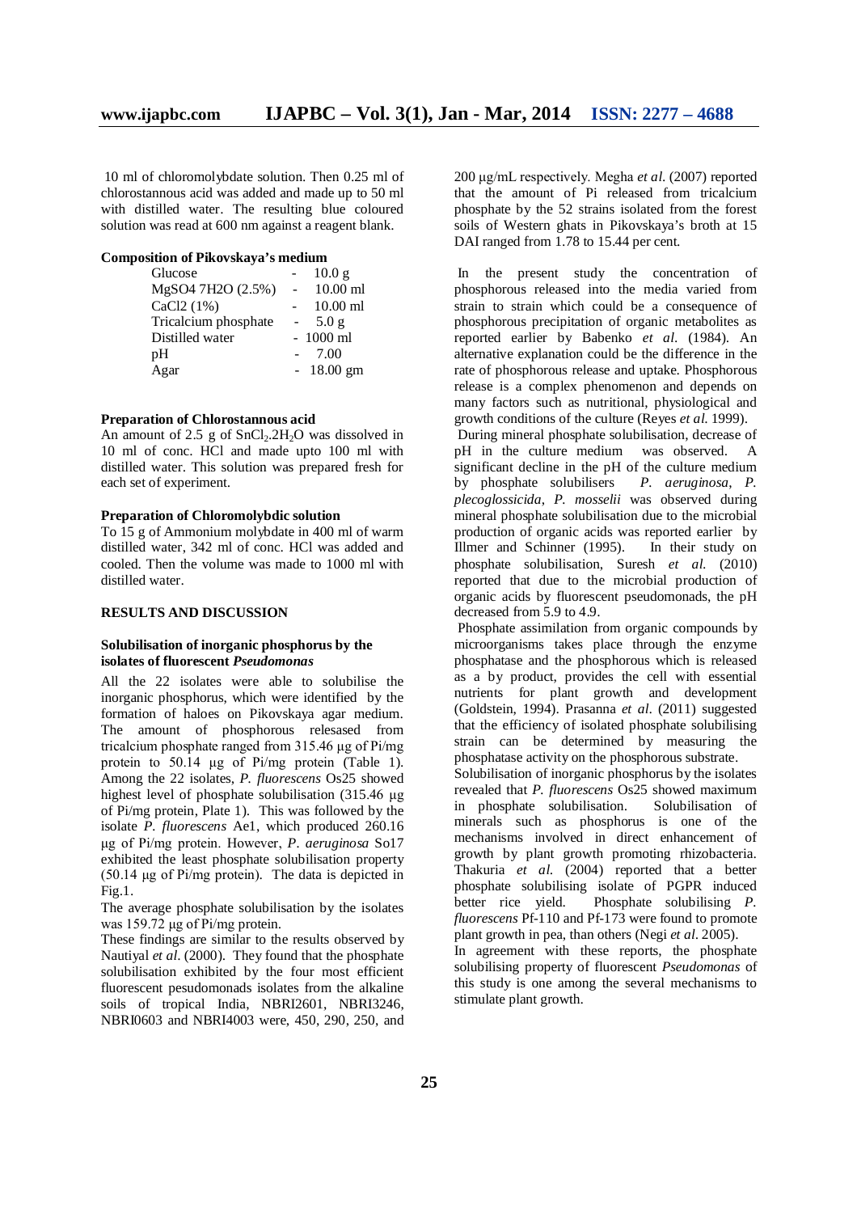10 ml of chloromolybdate solution. Then 0.25 ml of chlorostannous acid was added and made up to 50 ml with distilled water. The resulting blue coloured solution was read at 600 nm against a reagent blank.

**Composition of Pikovskaya's medium**

| | | |
|---|---|---|
| Glucose | - | 10.0 g |
| MgSO4 7H2O (2.5%) | - | 10.00 ml |
| CaCl2 (1%) | - | 10.00 ml |
| Tricalcium phosphate | - | 5.0 g |
| Distilled water | - | 1000 ml |
| pH | - | 7.00 |
| Agar | - | 18.00 gm |

**Preparation of Chlorostannous acid**

An amount of 2.5 g of $SnCl_2.2H_2O$ was dissolved in 10 ml of conc. HCl and made upto 100 ml with distilled water. This solution was prepared fresh for each set of experiment.

**Preparation of Chloromolybdic solution**

To 15 g of Ammonium molybdate in 400 ml of warm distilled water, 342 ml of conc. HCl was added and cooled. Then the volume was made to 1000 ml with distilled water.

## RESULTS AND DISCUSSION

### Solubilisation of inorganic phosphorus by the isolates of fluorescent *Pseudomonas*

All the 22 isolates were able to solubilise the inorganic phosphorus, which were identified by the formation of haloes on Pikovskaya agar medium. The amount of phosphorous relesased from tricalcium phosphate ranged from 315.46 µg of Pi/mg protein to 50.14 µg of Pi/mg protein (Table 1). Among the 22 isolates, *P. fluorescens* Os25 showed highest level of phosphate solubilisation (315.46 µg of Pi/mg protein, Plate 1). This was followed by the isolate *P. fluorescens* Ae1, which produced 260.16 µg of Pi/mg protein. However, *P. aeruginosa* So17 exhibited the least phosphate solubilisation property (50.14 µg of Pi/mg protein). The data is depicted in Fig.1.

The average phosphate solubilisation by the isolates was 159.72 µg of Pi/mg protein.

These findings are similar to the results observed by Nautiyal *et al*. (2000). They found that the phosphate solubilisation exhibited by the four most efficient fluorescent pesudomonads isolates from the alkaline soils of tropical India, NBRI2601, NBRI3246, NBRI0603 and NBRI4003 were, 450, 290, 250, and 200 µg/mL respectively. Megha *et al*. (2007) reported that the amount of Pi released from tricalcium phosphate by the 52 strains isolated from the forest soils of Western ghats in Pikovskaya's broth at 15 DAI ranged from 1.78 to 15.44 per cent.

In the present study the concentration of phosphorous released into the media varied from strain to strain which could be a consequence of phosphorous precipitation of organic metabolites as reported earlier by Babenko *et al*. (1984). An alternative explanation could be the difference in the rate of phosphorous release and uptake. Phosphorous release is a complex phenomenon and depends on many factors such as nutritional, physiological and growth conditions of the culture (Reyes *et al.* 1999).

During mineral phosphate solubilisation, decrease of pH in the culture medium was observed. A significant decline in the pH of the culture medium by phosphate solubilisers *P. aeruginosa*, *P. plecoglossicida*, *P. mosselii* was observed during mineral phosphate solubilisation due to the microbial production of organic acids was reported earlier by Illmer and Schinner (1995). In their study on phosphate solubilisation, Suresh *et al.* (2010) reported that due to the microbial production of organic acids by fluorescent pseudomonads, the pH decreased from 5.9 to 4.9.

Phosphate assimilation from organic compounds by microorganisms takes place through the enzyme phosphatase and the phosphorous which is released as a by product, provides the cell with essential nutrients for plant growth and development (Goldstein, 1994). Prasanna *et al*. (2011) suggested that the efficiency of isolated phosphate solubilising strain can be determined by measuring the phosphatase activity on the phosphorous substrate.

Solubilisation of inorganic phosphorus by the isolates revealed that *P. fluorescens* Os25 showed maximum in phosphate solubilisation. Solubilisation of minerals such as phosphorus is one of the mechanisms involved in direct enhancement of growth by plant growth promoting rhizobacteria. Thakuria *et al.* (2004) reported that a better phosphate solubilising isolate of PGPR induced better rice yield. Phosphate solubilising *P. fluorescens* Pf-110 and Pf-173 were found to promote plant growth in pea, than others (Negi *et al*. 2005).

In agreement with these reports, the phosphate solubilising property of fluorescent *Pseudomonas* of this study is one among the several mechanisms to stimulate plant growth.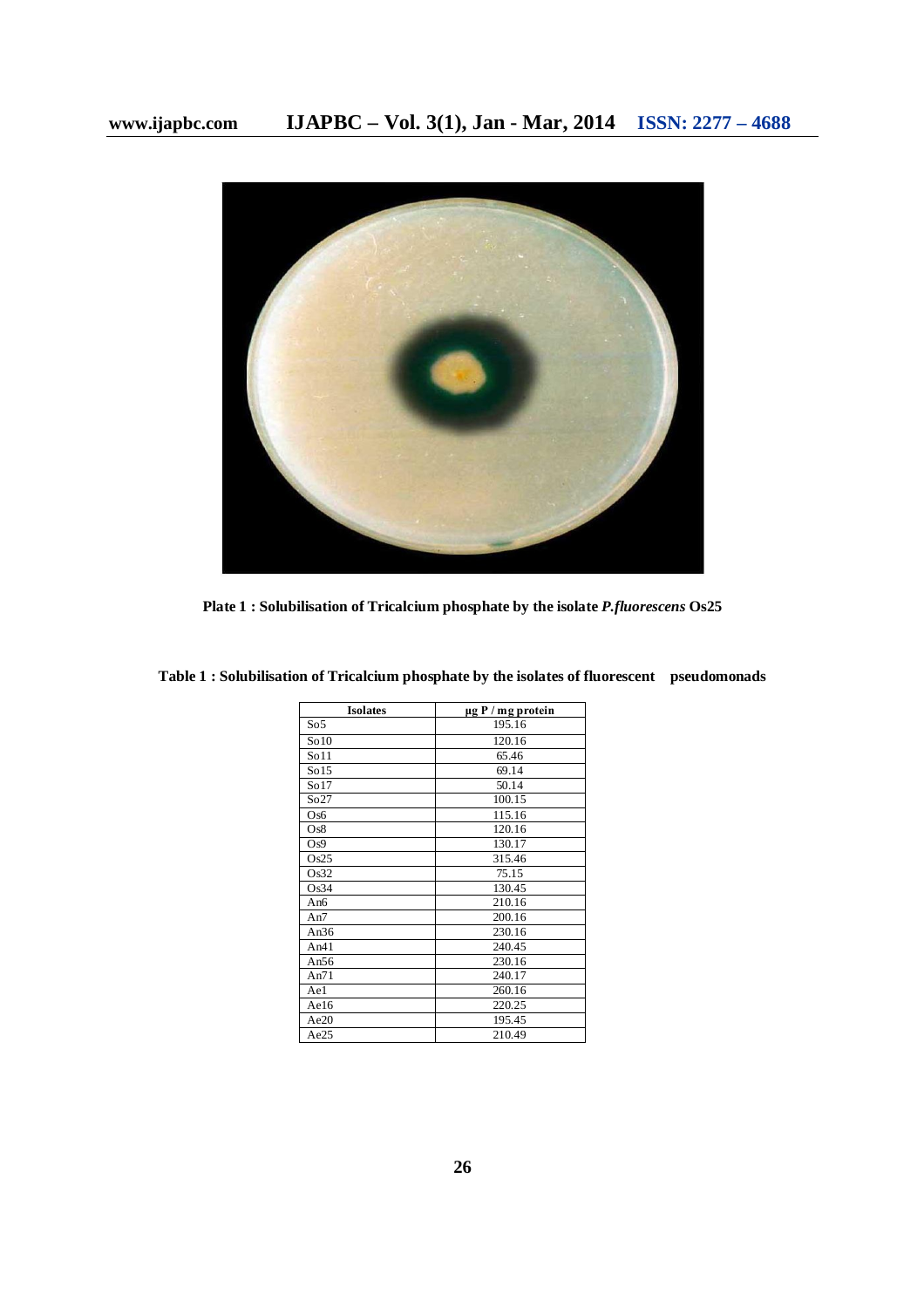**Plate 1 : Solubilisation of Tricalcium phosphate by the isolate *P.fluorescens* Os25**

**Table 1 : Solubilisation of Tricalcium phosphate by the isolates of fluorescent pseudomonads**

| Isolates | µg P / mg protein |
|---|---|
| So5 | 195.16 |
| So10 | 120.16 |
| So11 | 65.46 |
| So15 | 69.14 |
| So17 | 50.14 |
| So27 | 100.15 |
| Os6 | 115.16 |
| Os8 | 120.16 |
| Os9 | 130.17 |
| Os25 | 315.46 |
| Os32 | 75.15 |
| Os34 | 130.45 |
| An6 | 210.16 |
| An7 | 200.16 |
| An36 | 230.16 |
| An41 | 240.45 |
| An56 | 230.16 |
| An71 | 240.17 |
| Ae1 | 260.16 |
| Ae16 | 220.25 |
| Ae20 | 195.45 |
| Ae25 | 210.49 |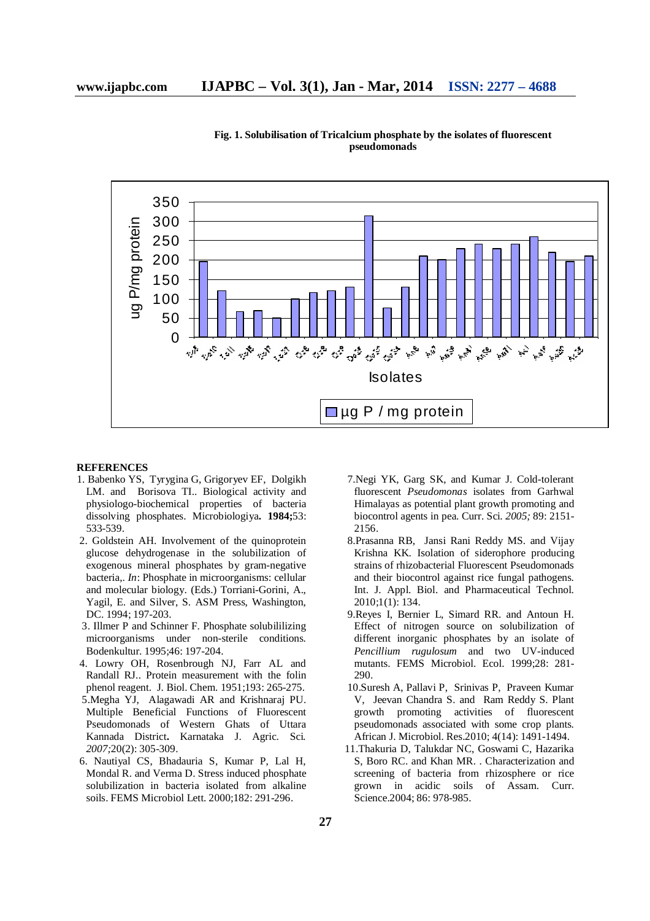**Fig. 1. Solubilisation of Tricalcium phosphate by the isolates of fluorescent pseudomonads**

ug P/mg protein

350
300
250
200
150
100
50
0

Isolates

μg P / mg protein

## REFERENCES

1. Babenko YS, Tyrygina G, Grigoryev EF, Dolgikh LM. and Borisova TI.. Biological activity and physiologo-biochemical properties of bacteria dissolving phosphates. Microbiologiya**. 1984;**53: 533-539.
2. Goldstein AH. Involvement of the quinoprotein glucose dehydrogenase in the solubilization of exogenous mineral phosphates by gram-negative bacteria,. *In*: Phosphate in microorganisms: cellular and molecular biology. (Eds.) Torriani-Gorini, A., Yagil, E. and Silver, S. ASM Press, Washington, DC. 1994; 197-203.
3. Illmer P and Schinner F. Phosphate solubililizing microorganisms under non-sterile conditions. Bodenkultur. 1995;46: 197-204.
4. Lowry OH, Rosenbrough NJ, Farr AL and Randall RJ.. Protein measurement with the folin phenol reagent. J. Biol. Chem. 1951;193: 265-275.
5. Megha YJ, Alagawadi AR and Krishnaraj PU. Multiple Beneficial Functions of Fluorescent Pseudomonads of Western Ghats of Uttara Kannada District**.** Karnataka J. Agric. Sci. *2007;*20(2): 305-309.
6. Nautiyal CS, Bhadauria S, Kumar P, Lal H, Mondal R. and Verma D. Stress induced phosphate solubilization in bacteria isolated from alkaline soils. FEMS Microbiol Lett. 2000;182: 291-296.
7. Negi YK, Garg SK, and Kumar J. Cold-tolerant fluorescent *Pseudomonas* isolates from Garhwal Himalayas as potential plant growth promoting and biocontrol agents in pea. Curr. Sci. *2005;* 89: 2151-2156.
8. Prasanna RB, Jansi Rani Reddy MS. and Vijay Krishna KK. Isolation of siderophore producing strains of rhizobacterial Fluorescent Pseudomonads and their biocontrol against rice fungal pathogens. Int. J. Appl. Biol. and Pharmaceutical Technol. 2010;1(1): 134.
9. Reyes I, Bernier L, Simard RR. and Antoun H. Effect of nitrogen source on solubilization of different inorganic phosphates by an isolate of *Pencillium rugulosum* and two UV-induced mutants. FEMS Microbiol. Ecol. 1999;28: 281-290.
10. Suresh A, Pallavi P, Srinivas P, Praveen Kumar V, Jeevan Chandra S. and Ram Reddy S. Plant growth promoting activities of fluorescent pseudomonads associated with some crop plants. African J. Microbiol. Res.2010; 4(14): 1491-1494.
11. Thakuria D, Talukdar NC, Goswami C, Hazarika S, Boro RC. and Khan MR. . Characterization and screening of bacteria from rhizosphere or rice grown in acidic soils of Assam. Curr. Science.2004; 86: 978-985.